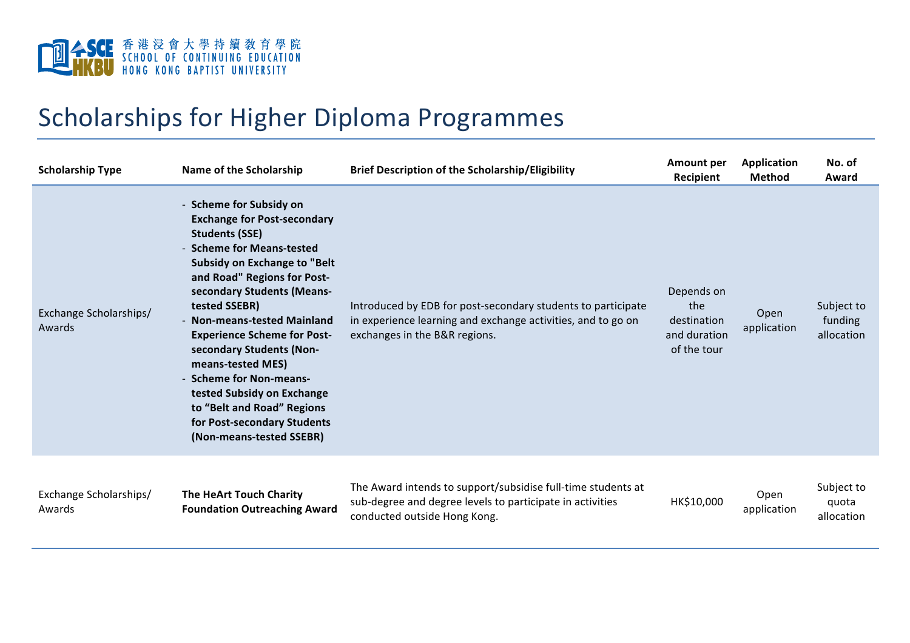香港浸會大學持續教育學院
SCHOOL OF CONTINUING EDUCATION
HONG KONG BAPTIST UNIVERSITY

# Scholarships for Higher Diploma Programmes

| Scholarship Type | Name of the Scholarship | Brief Description of the Scholarship/Eligibility | Amount per Recipient | Application Method | No. of Award |
| --- | --- | --- | --- | --- | --- |
| Exchange Scholarships/ Awards | - **Scheme for Subsidy on Exchange for Post-secondary Students (SSE)**<br>- **Scheme for Means-tested Subsidy on Exchange to "Belt and Road" Regions for Post-secondary Students (Means-tested SSEBR)**<br>- **Non-means-tested Mainland Experience Scheme for Post-secondary Students (Non-means-tested MES)**<br>- **Scheme for Non-means-tested Subsidy on Exchange to "Belt and Road" Regions for Post-secondary Students (Non-means-tested SSEBR)** | Introduced by EDB for post-secondary students to participate in experience learning and exchange activities, and to go on exchanges in the B&R regions. | Depends on the destination and duration of the tour | Open application | Subject to funding allocation |
| Exchange Scholarships/ Awards | **The HeArt Touch Charity Foundation Outreaching Award** | The Award intends to support/subsidise full-time students at sub-degree and degree levels to participate in activities conducted outside Hong Kong. | HK$10,000 | Open application | Subject to quota allocation |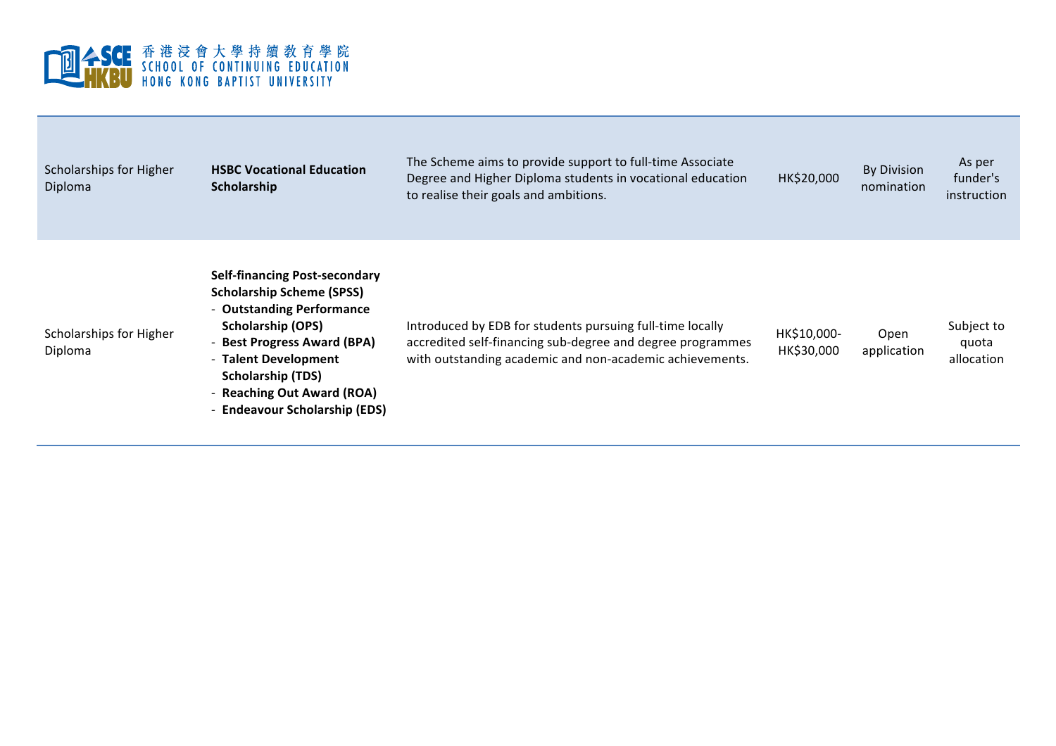| | | | | | |
|---|---|---|---|---|---|
| Scholarships for Higher Diploma | **HSBC Vocational Education Scholarship** | The Scheme aims to provide support to full-time Associate Degree and Higher Diploma students in vocational education to realise their goals and ambitions. | HK$20,000 | By Division nomination | As per funder's instruction |
| Scholarships for Higher Diploma | **Self-financing Post-secondary Scholarship Scheme (SPSS)**<br>- **Outstanding Performance Scholarship (OPS)**<br>- **Best Progress Award (BPA)**<br>- **Talent Development Scholarship (TDS)**<br>- **Reaching Out Award (ROA)**<br>- **Endeavour Scholarship (EDS)** | Introduced by EDB for students pursuing full-time locally accredited self-financing sub-degree and degree programmes with outstanding academic and non-academic achievements. | HK$10,000-HK$30,000 | Open application | Subject to quota allocation |